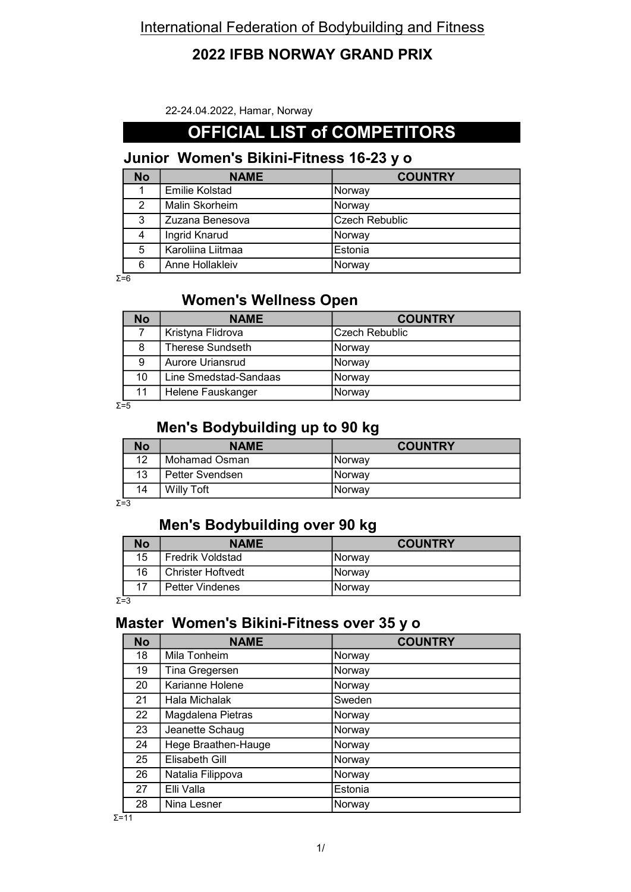International Federation of Bodybuilding and Fitness

# 2022 IFBB NORWAY GRAND PRIX

22-24.04.2022, Hamar, Norway

## OFFICIAL LIST of COMPETITORS

### Junior Women's Bikini-Fitness 16-23 y o

| No | NAME | COUNTRY |
|---|---|---|
| 1 | Emilie Kolstad | Norway |
| 2 | Malin Skorheim | Norway |
| 3 | Zuzana Benesova | Czech Rebublic |
| 4 | Ingrid Knarud | Norway |
| 5 | Karoliina Liitmaa | Estonia |
| 6 | Anne Hollakleiv | Norway |

Σ=6

### Women's Wellness Open

| No | NAME | COUNTRY |
|---|---|---|
| 7 | Kristyna Flidrova | Czech Rebublic |
| 8 | Therese Sundseth | Norway |
| 9 | Aurore Uriansrud | Norway |
| 10 | Line Smedstad-Sandaas | Norway |
| 11 | Helene Fauskanger | Norway |

Σ=5

### Men's Bodybuilding up to 90 kg

| No | NAME | COUNTRY |
|---|---|---|
| 12 | Mohamad Osman | Norway |
| 13 | Petter Svendsen | Norway |
| 14 | Willy Toft | Norway |

Σ=3

### Men's Bodybuilding over 90 kg

| No | NAME | COUNTRY |
|---|---|---|
| 15 | Fredrik Voldstad | Norway |
| 16 | Christer Hoftvedt | Norway |
| 17 | Petter Vindenes | Norway |

Σ=3

### Master Women's Bikini-Fitness over 35 y o

| No | NAME | COUNTRY |
|---|---|---|
| 18 | Mila Tonheim | Norway |
| 19 | Tina Gregersen | Norway |
| 20 | Karianne Holene | Norway |
| 21 | Hala Michalak | Sweden |
| 22 | Magdalena Pietras | Norway |
| 23 | Jeanette Schaug | Norway |
| 24 | Hege Braathen-Hauge | Norway |
| 25 | Elisabeth Gill | Norway |
| 26 | Natalia Filippova | Norway |
| 27 | Elli Valla | Estonia |
| 28 | Nina Lesner | Norway |

Σ=11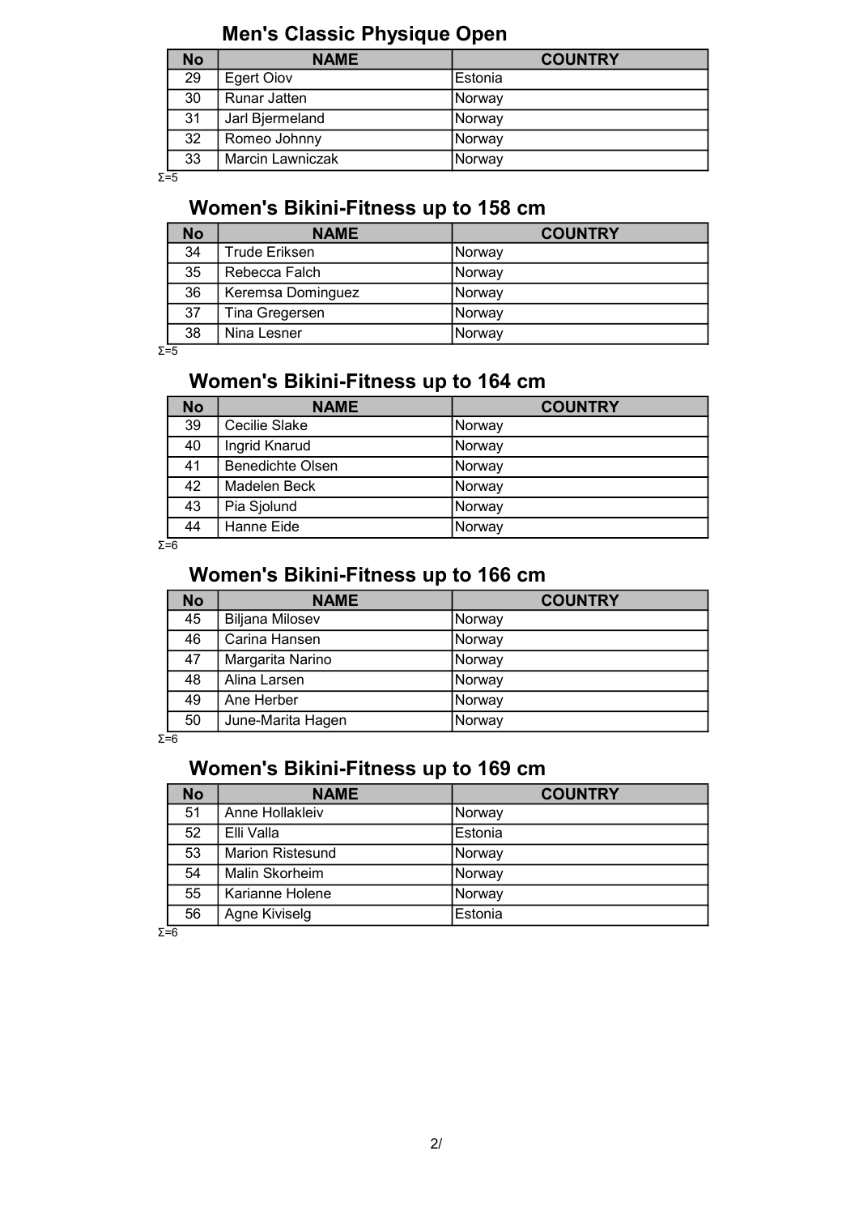## Men's Classic Physique Open

| No | NAME | COUNTRY |
|---|---|---|
| 29 | Egert Oiov | Estonia |
| 30 | Runar Jatten | Norway |
| 31 | Jarl Bjermeland | Norway |
| 32 | Romeo Johnny | Norway |
| 33 | Marcin Lawniczak | Norway |

Σ=5

## Women's Bikini-Fitness up to 158 cm

| No | NAME | COUNTRY |
|---|---|---|
| 34 | Trude Eriksen | Norway |
| 35 | Rebecca Falch | Norway |
| 36 | Keremsa Dominguez | Norway |
| 37 | Tina Gregersen | Norway |
| 38 | Nina Lesner | Norway |

Σ=5

## Women's Bikini-Fitness up to 164 cm

| No | NAME | COUNTRY |
|---|---|---|
| 39 | Cecilie Slake | Norway |
| 40 | Ingrid Knarud | Norway |
| 41 | Benedichte Olsen | Norway |
| 42 | Madelen Beck | Norway |
| 43 | Pia Sjolund | Norway |
| 44 | Hanne Eide | Norway |

Σ=6

## Women's Bikini-Fitness up to 166 cm

| No | NAME | COUNTRY |
|---|---|---|
| 45 | Biljana Milosev | Norway |
| 46 | Carina Hansen | Norway |
| 47 | Margarita Narino | Norway |
| 48 | Alina Larsen | Norway |
| 49 | Ane Herber | Norway |
| 50 | June-Marita Hagen | Norway |

Σ=6

## Women's Bikini-Fitness up to 169 cm

| No | NAME | COUNTRY |
|---|---|---|
| 51 | Anne Hollakleiv | Norway |
| 52 | Elli Valla | Estonia |
| 53 | Marion Ristesund | Norway |
| 54 | Malin Skorheim | Norway |
| 55 | Karianne Holene | Norway |
| 56 | Agne Kiviselg | Estonia |

Σ=6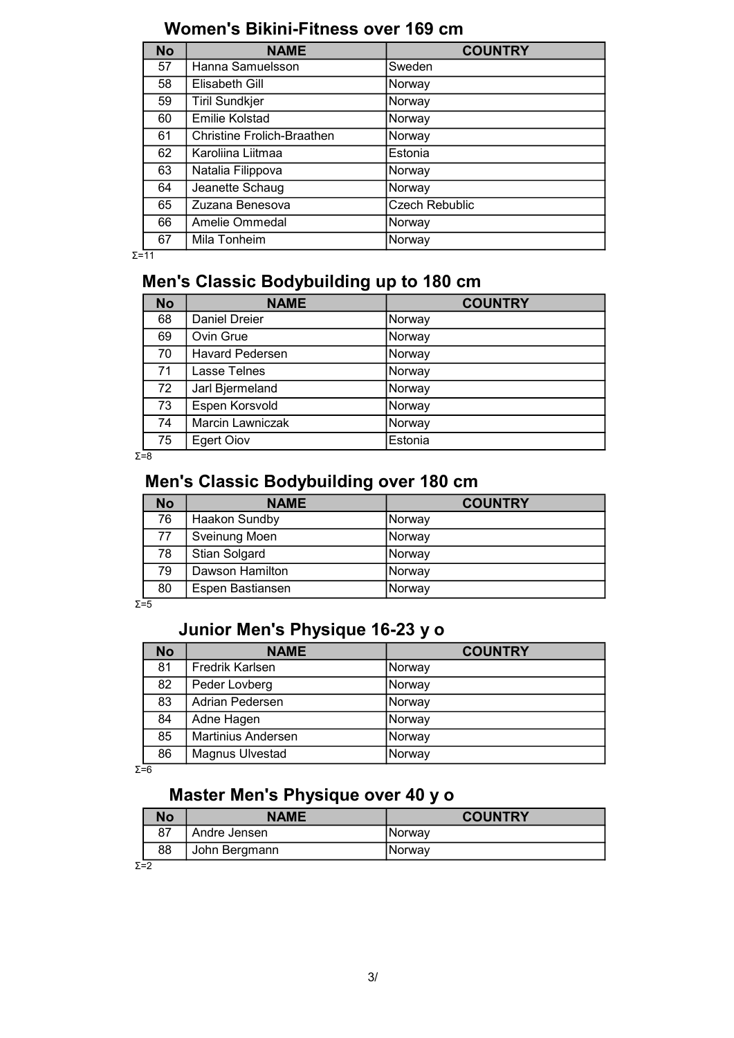## Women's Bikini-Fitness over 169 cm

| No | NAME | COUNTRY |
|---|---|---|
| 57 | Hanna Samuelsson | Sweden |
| 58 | Elisabeth Gill | Norway |
| 59 | Tiril Sundkjer | Norway |
| 60 | Emilie Kolstad | Norway |
| 61 | Christine Frolich-Braathen | Norway |
| 62 | Karoliina Liitmaa | Estonia |
| 63 | Natalia Filippova | Norway |
| 64 | Jeanette Schaug | Norway |
| 65 | Zuzana Benesova | Czech Rebublic |
| 66 | Amelie Ommedal | Norway |
| 67 | Mila Tonheim | Norway |

Σ=11

## Men's Classic Bodybuilding up to 180 cm

| No | NAME | COUNTRY |
|---|---|---|
| 68 | Daniel Dreier | Norway |
| 69 | Ovin Grue | Norway |
| 70 | Havard Pedersen | Norway |
| 71 | Lasse Telnes | Norway |
| 72 | Jarl Bjermeland | Norway |
| 73 | Espen Korsvold | Norway |
| 74 | Marcin Lawniczak | Norway |
| 75 | Egert Oiov | Estonia |

Σ=8

## Men's Classic Bodybuilding over 180 cm

| No | NAME | COUNTRY |
|---|---|---|
| 76 | Haakon Sundby | Norway |
| 77 | Sveinung Moen | Norway |
| 78 | Stian Solgard | Norway |
| 79 | Dawson Hamilton | Norway |
| 80 | Espen Bastiansen | Norway |

Σ=5

## Junior Men's Physique 16-23 y o

| No | NAME | COUNTRY |
|---|---|---|
| 81 | Fredrik Karlsen | Norway |
| 82 | Peder Lovberg | Norway |
| 83 | Adrian Pedersen | Norway |
| 84 | Adne Hagen | Norway |
| 85 | Martinius Andersen | Norway |
| 86 | Magnus Ulvestad | Norway |

Σ=6

## Master Men's Physique over 40 y o

| No | NAME | COUNTRY |
|---|---|---|
| 87 | Andre Jensen | Norway |
| 88 | John Bergmann | Norway |

Σ=2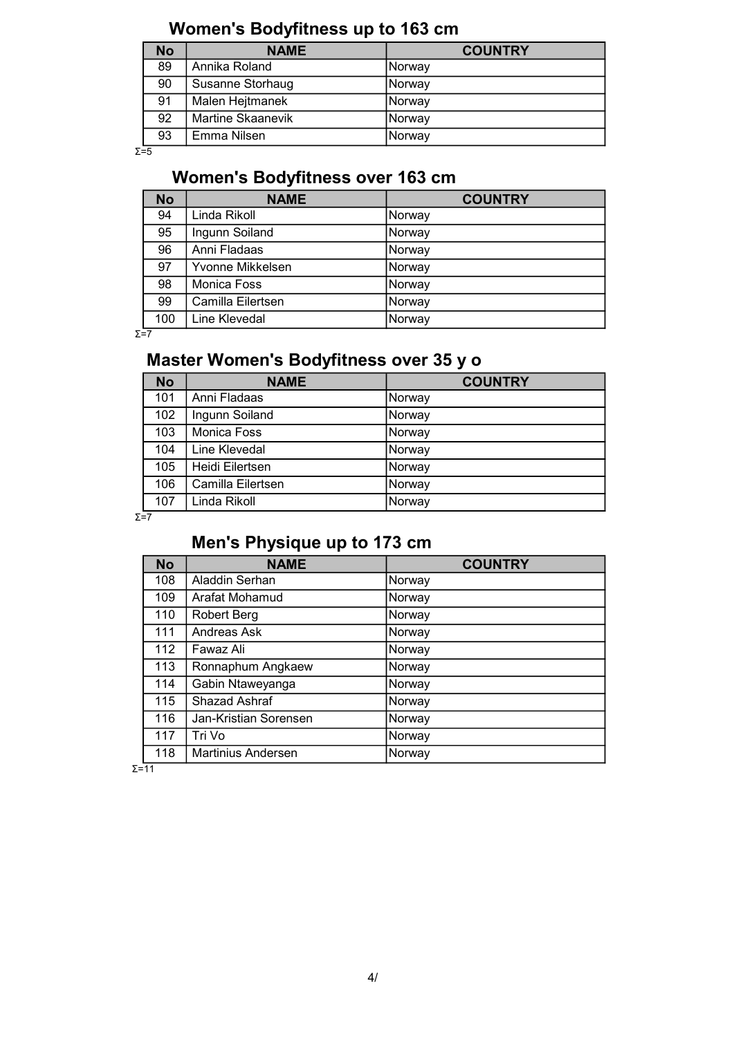## Women's Bodyfitness up to 163 cm

| No | NAME | COUNTRY |
|---|---|---|
| 89 | Annika Roland | Norway |
| 90 | Susanne Storhaug | Norway |
| 91 | Malen Hejtmanek | Norway |
| 92 | Martine Skaanevik | Norway |
| 93 | Emma Nilsen | Norway |

Σ=5

## Women's Bodyfitness over 163 cm

| No | NAME | COUNTRY |
|---|---|---|
| 94 | Linda Rikoll | Norway |
| 95 | Ingunn Soiland | Norway |
| 96 | Anni Fladaas | Norway |
| 97 | Yvonne Mikkelsen | Norway |
| 98 | Monica Foss | Norway |
| 99 | Camilla Eilertsen | Norway |
| 100 | Line Klevedal | Norway |

Σ=7

## Master Women's Bodyfitness over 35 y o

| No | NAME | COUNTRY |
|---|---|---|
| 101 | Anni Fladaas | Norway |
| 102 | Ingunn Soiland | Norway |
| 103 | Monica Foss | Norway |
| 104 | Line Klevedal | Norway |
| 105 | Heidi Eilertsen | Norway |
| 106 | Camilla Eilertsen | Norway |
| 107 | Linda Rikoll | Norway |

Σ=7

## Men's Physique up to 173 cm

| No | NAME | COUNTRY |
|---|---|---|
| 108 | Aladdin Serhan | Norway |
| 109 | Arafat Mohamud | Norway |
| 110 | Robert Berg | Norway |
| 111 | Andreas Ask | Norway |
| 112 | Fawaz Ali | Norway |
| 113 | Ronnaphum Angkaew | Norway |
| 114 | Gabin Ntaweyanga | Norway |
| 115 | Shazad Ashraf | Norway |
| 116 | Jan-Kristian Sorensen | Norway |
| 117 | Tri Vo | Norway |
| 118 | Martinius Andersen | Norway |

Σ=11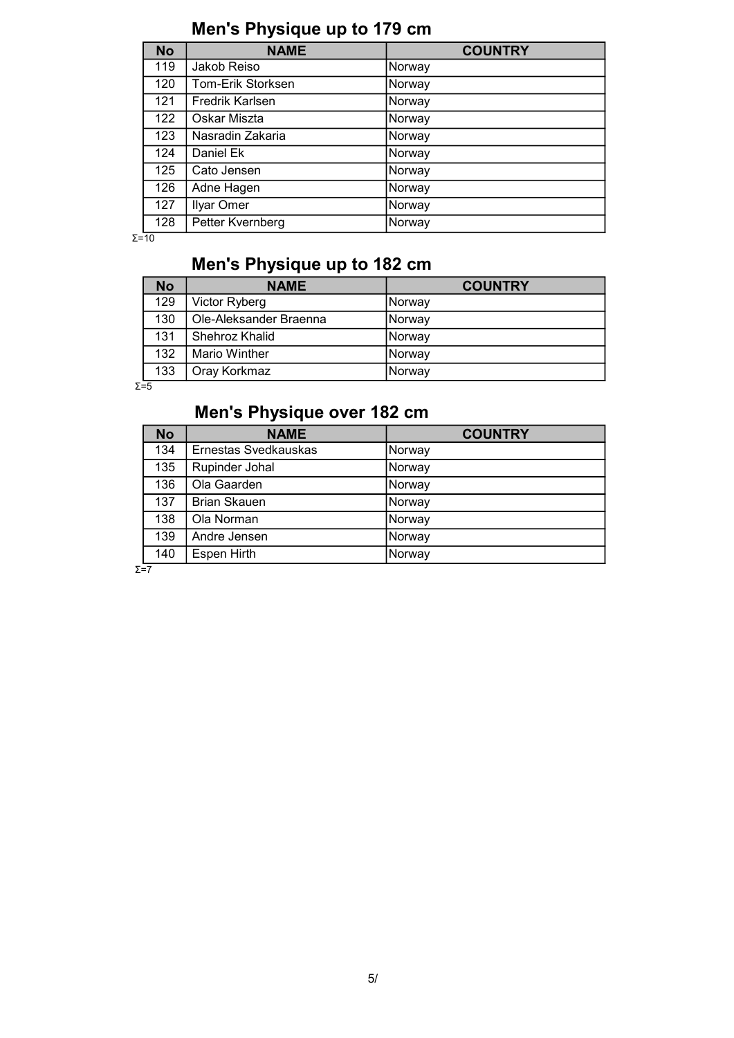## Men's Physique up to 179 cm

| No | NAME | COUNTRY |
|---|---|---|
| 119 | Jakob Reiso | Norway |
| 120 | Tom-Erik Storksen | Norway |
| 121 | Fredrik Karlsen | Norway |
| 122 | Oskar Miszta | Norway |
| 123 | Nasradin Zakaria | Norway |
| 124 | Daniel Ek | Norway |
| 125 | Cato Jensen | Norway |
| 126 | Adne Hagen | Norway |
| 127 | Ilyar Omer | Norway |
| 128 | Petter Kvernberg | Norway |

Σ=10

## Men's Physique up to 182 cm

| No | NAME | COUNTRY |
|---|---|---|
| 129 | Victor Ryberg | Norway |
| 130 | Ole-Aleksander Braenna | Norway |
| 131 | Shehroz Khalid | Norway |
| 132 | Mario Winther | Norway |
| 133 | Oray Korkmaz | Norway |

Σ=5

## Men's Physique over 182 cm

| No | NAME | COUNTRY |
|---|---|---|
| 134 | Ernestas Svedkauskas | Norway |
| 135 | Rupinder Johal | Norway |
| 136 | Ola Gaarden | Norway |
| 137 | Brian Skauen | Norway |
| 138 | Ola Norman | Norway |
| 139 | Andre Jensen | Norway |
| 140 | Espen Hirth | Norway |

Σ=7